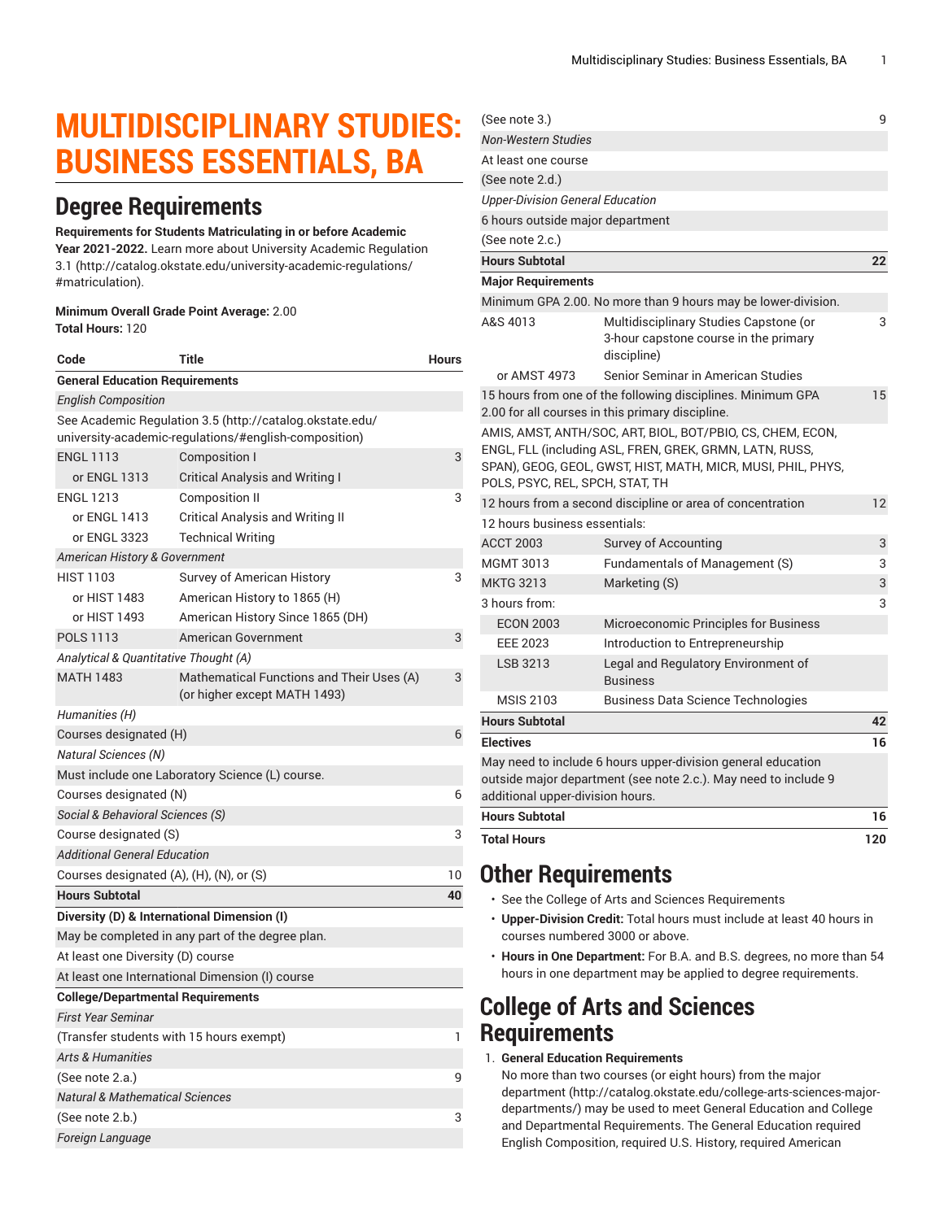# MULTIDISCIPLINARY STUDIES: BUSINESS ESSENTIALS, BA

## Degree Requirements

**Requirements for Students Matriculating in or before Academic Year 2021-2022.** Learn more about University Academic Regulation 3.1 (http://catalog.okstate.edu/university-academic-regulations/#matriculation).

**Minimum Overall Grade Point Average:** 2.00
**Total Hours:** 120

| Code | Title | Hours |
|---|---|---|
| **General Education Requirements** | | |
| *English Composition* | | |
| See Academic Regulation 3.5 (http://catalog.okstate.edu/university-academic-regulations/#english-composition) | | |
| ENGL 1113 | Composition I | 3 |
| or ENGL 1313 | Critical Analysis and Writing I | |
| ENGL 1213 | Composition II | 3 |
| or ENGL 1413 | Critical Analysis and Writing II | |
| or ENGL 3323 | Technical Writing | |
| *American History & Government* | | |
| HIST 1103 | Survey of American History | 3 |
| or HIST 1483 | American History to 1865 (H) | |
| or HIST 1493 | American History Since 1865 (DH) | |
| POLS 1113 | American Government | 3 |
| *Analytical & Quantitative Thought (A)* | | |
| MATH 1483 | Mathematical Functions and Their Uses (A) (or higher except MATH 1493) | 3 |
| *Humanities (H)* | | |
| Courses designated (H) | | 6 |
| *Natural Sciences (N)* | | |
| Must include one Laboratory Science (L) course. | | |
| Courses designated (N) | | 6 |
| *Social & Behavioral Sciences (S)* | | |
| Course designated (S) | | 3 |
| *Additional General Education* | | |
| Courses designated (A), (H), (N), or (S) | | 10 |
| **Hours Subtotal** | | **40** |
| **Diversity (D) & International Dimension (I)** | | |
| May be completed in any part of the degree plan. | | |
| At least one Diversity (D) course | | |
| At least one International Dimension (I) course | | |
| **College/Departmental Requirements** | | |
| *First Year Seminar* | | |
| (Transfer students with 15 hours exempt) | | 1 |
| *Arts & Humanities* | | |
| (See note 2.a.) | | 9 |
| *Natural & Mathematical Sciences* | | |
| (See note 2.b.) | | 3 |
| *Foreign Language* | | |
| (See note 3.) | | 9 |
| *Non-Western Studies* | | |
| At least one course | | |
| (See note 2.d.) | | |
| *Upper-Division General Education* | | |
| 6 hours outside major department | | |
| (See note 2.c.) | | |
| **Hours Subtotal** | | **22** |
| **Major Requirements** | | |
| Minimum GPA 2.00. No more than 9 hours may be lower-division. | | |
| A&S 4013 | Multidisciplinary Studies Capstone (or 3-hour capstone course in the primary discipline) | 3 |
| or AMST 4973 | Senior Seminar in American Studies | |
| 15 hours from one of the following disciplines. Minimum GPA 2.00 for all courses in this primary discipline. | | 15 |
| AMIS, AMST, ANTH/SOC, ART, BIOL, BOT/PBIO, CS, CHEM, ECON, ENGL, FLL (including ASL, FREN, GREK, GRMN, LATN, RUSS, SPAN), GEOG, GEOL, GWST, HIST, MATH, MICR, MUSI, PHIL, PHYS, POLS, PSYC, REL, SPCH, STAT, TH | | |
| 12 hours from a second discipline or area of concentration | | 12 |
| 12 hours business essentials: | | |
| ACCT 2003 | Survey of Accounting | 3 |
| MGMT 3013 | Fundamentals of Management (S) | 3 |
| MKTG 3213 | Marketing (S) | 3 |
| 3 hours from: | | 3 |
| ECON 2003 | Microeconomic Principles for Business | |
| EEE 2023 | Introduction to Entrepreneurship | |
| LSB 3213 | Legal and Regulatory Environment of Business | |
| MSIS 2103 | Business Data Science Technologies | |
| **Hours Subtotal** | | **42** |
| **Electives** | | **16** |
| May need to include 6 hours upper-division general education outside major department (see note 2.c.). May need to include 9 additional upper-division hours. | | |
| **Hours Subtotal** | | **16** |
| **Total Hours** | | **120** |

## Other Requirements

- See the College of Arts and Sciences Requirements
- **Upper-Division Credit:** Total hours must include at least 40 hours in courses numbered 3000 or above.
- **Hours in One Department:** For B.A. and B.S. degrees, no more than 54 hours in one department may be applied to degree requirements.

## College of Arts and Sciences Requirements

1. **General Education Requirements**
   No more than two courses (or eight hours) from the major department (http://catalog.okstate.edu/college-arts-sciences-major-departments/) may be used to meet General Education and College and Departmental Requirements. The General Education required English Composition, required U.S. History, required American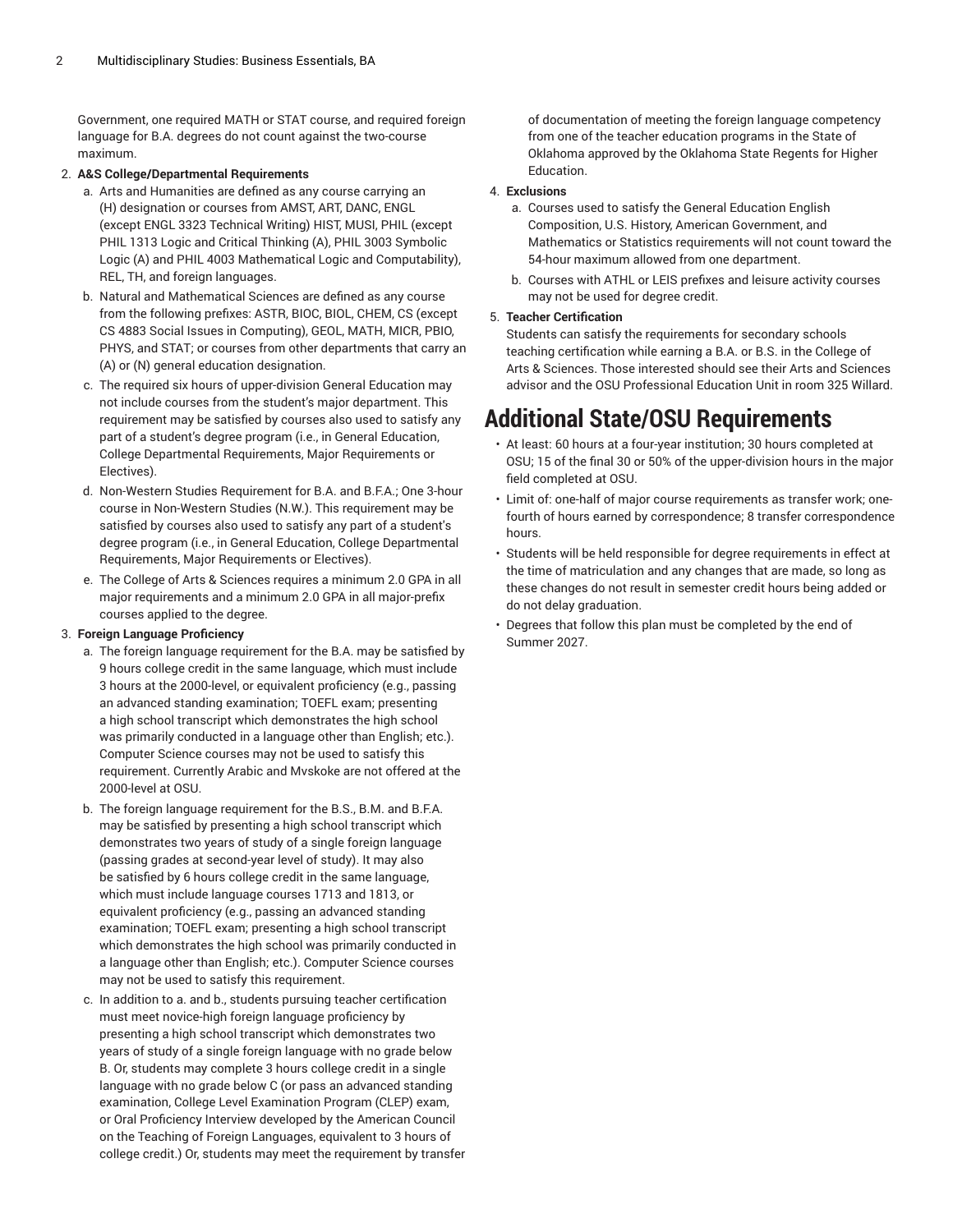Government, one required MATH or STAT course, and required foreign language for B.A. degrees do not count against the two-course maximum.

2. **A&S College/Departmental Requirements**
   a. Arts and Humanities are defined as any course carrying an (H) designation or courses from AMST, ART, DANC, ENGL (except ENGL 3323 Technical Writing) HIST, MUSI, PHIL (except PHIL 1313 Logic and Critical Thinking (A), PHIL 3003 Symbolic Logic (A) and PHIL 4003 Mathematical Logic and Computability), REL, TH, and foreign languages.
   b. Natural and Mathematical Sciences are defined as any course from the following prefixes: ASTR, BIOC, BIOL, CHEM, CS (except CS 4883 Social Issues in Computing), GEOL, MATH, MICR, PBIO, PHYS, and STAT; or courses from other departments that carry an (A) or (N) general education designation.
   c. The required six hours of upper-division General Education may not include courses from the student's major department. This requirement may be satisfied by courses also used to satisfy any part of a student's degree program (i.e., in General Education, College Departmental Requirements, Major Requirements or Electives).
   d. Non-Western Studies Requirement for B.A. and B.F.A.; One 3-hour course in Non-Western Studies (N.W.). This requirement may be satisfied by courses also used to satisfy any part of a student's degree program (i.e., in General Education, College Departmental Requirements, Major Requirements or Electives).
   e. The College of Arts & Sciences requires a minimum 2.0 GPA in all major requirements and a minimum 2.0 GPA in all major-prefix courses applied to the degree.
3. **Foreign Language Proficiency**
   a. The foreign language requirement for the B.A. may be satisfied by 9 hours college credit in the same language, which must include 3 hours at the 2000-level, or equivalent proficiency (e.g., passing an advanced standing examination; TOEFL exam; presenting a high school transcript which demonstrates the high school was primarily conducted in a language other than English; etc.). Computer Science courses may not be used to satisfy this requirement. Currently Arabic and Mvskoke are not offered at the 2000-level at OSU.
   b. The foreign language requirement for the B.S., B.M. and B.F.A. may be satisfied by presenting a high school transcript which demonstrates two years of study of a single foreign language (passing grades at second-year level of study). It may also be satisfied by 6 hours college credit in the same language, which must include language courses 1713 and 1813, or equivalent proficiency (e.g., passing an advanced standing examination; TOEFL exam; presenting a high school transcript which demonstrates the high school was primarily conducted in a language other than English; etc.). Computer Science courses may not be used to satisfy this requirement.
   c. In addition to a. and b., students pursuing teacher certification must meet novice-high foreign language proficiency by presenting a high school transcript which demonstrates two years of study of a single foreign language with no grade below B. Or, students may complete 3 hours college credit in a single language with no grade below C (or pass an advanced standing examination, College Level Examination Program (CLEP) exam, or Oral Proficiency Interview developed by the American Council on the Teaching of Foreign Languages, equivalent to 3 hours of college credit.) Or, students may meet the requirement by transfer of documentation of meeting the foreign language competency from one of the teacher education programs in the State of Oklahoma approved by the Oklahoma State Regents for Higher Education.
4. **Exclusions**
   a. Courses used to satisfy the General Education English Composition, U.S. History, American Government, and Mathematics or Statistics requirements will not count toward the 54-hour maximum allowed from one department.
   b. Courses with ATHL or LEIS prefixes and leisure activity courses may not be used for degree credit.
5. **Teacher Certification**
   Students can satisfy the requirements for secondary schools teaching certification while earning a B.A. or B.S. in the College of Arts & Sciences. Those interested should see their Arts and Sciences advisor and the OSU Professional Education Unit in room 325 Willard.

# Additional State/OSU Requirements

- At least: 60 hours at a four-year institution; 30 hours completed at OSU; 15 of the final 30 or 50% of the upper-division hours in the major field completed at OSU.
- Limit of: one-half of major course requirements as transfer work; one-fourth of hours earned by correspondence; 8 transfer correspondence hours.
- Students will be held responsible for degree requirements in effect at the time of matriculation and any changes that are made, so long as these changes do not result in semester credit hours being added or do not delay graduation.
- Degrees that follow this plan must be completed by the end of Summer 2027.